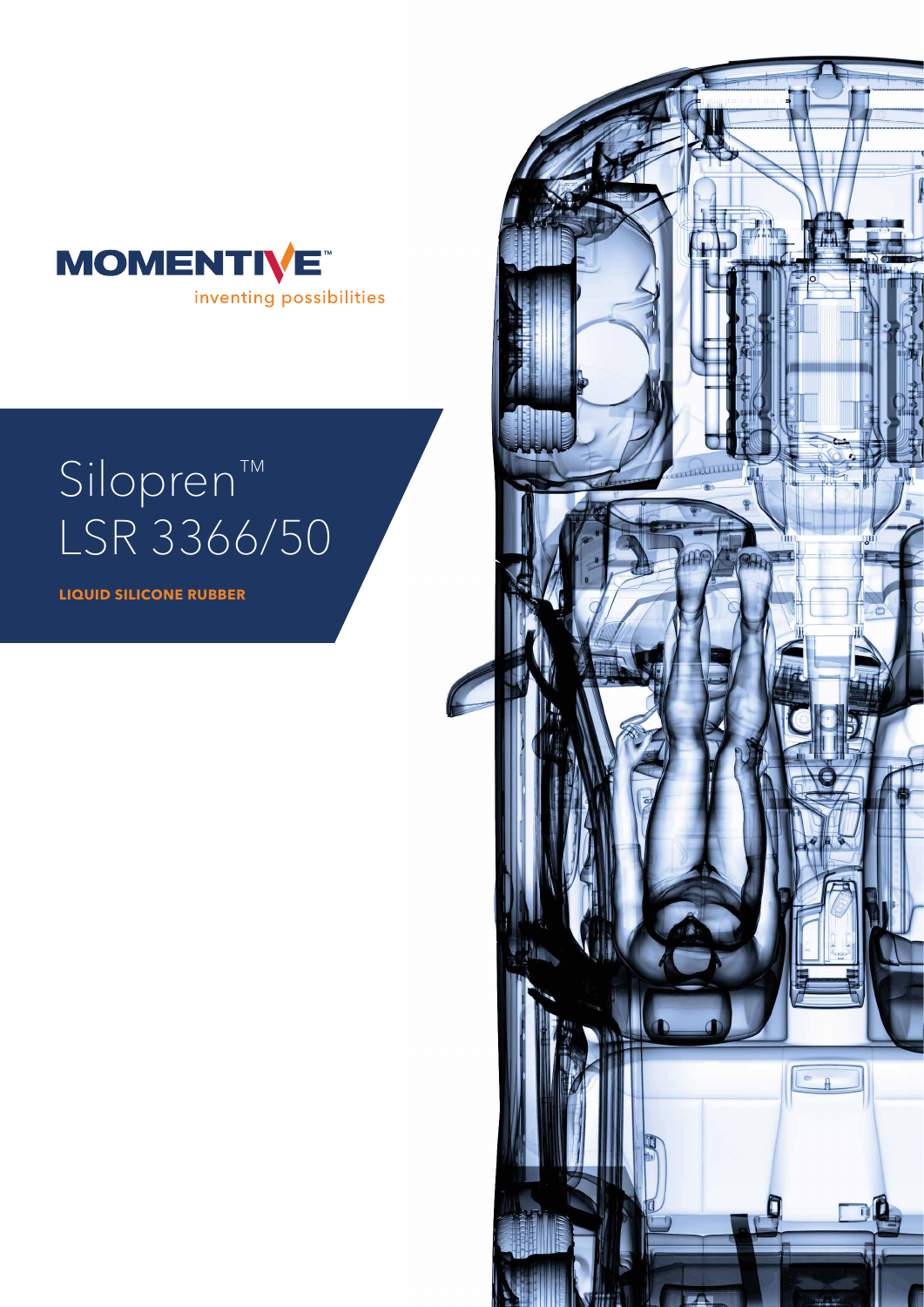MOMENTIVE™

inventing possibilities

# Silopren™ LSR 3366/50

**LIQUID SILICONE RUBBER**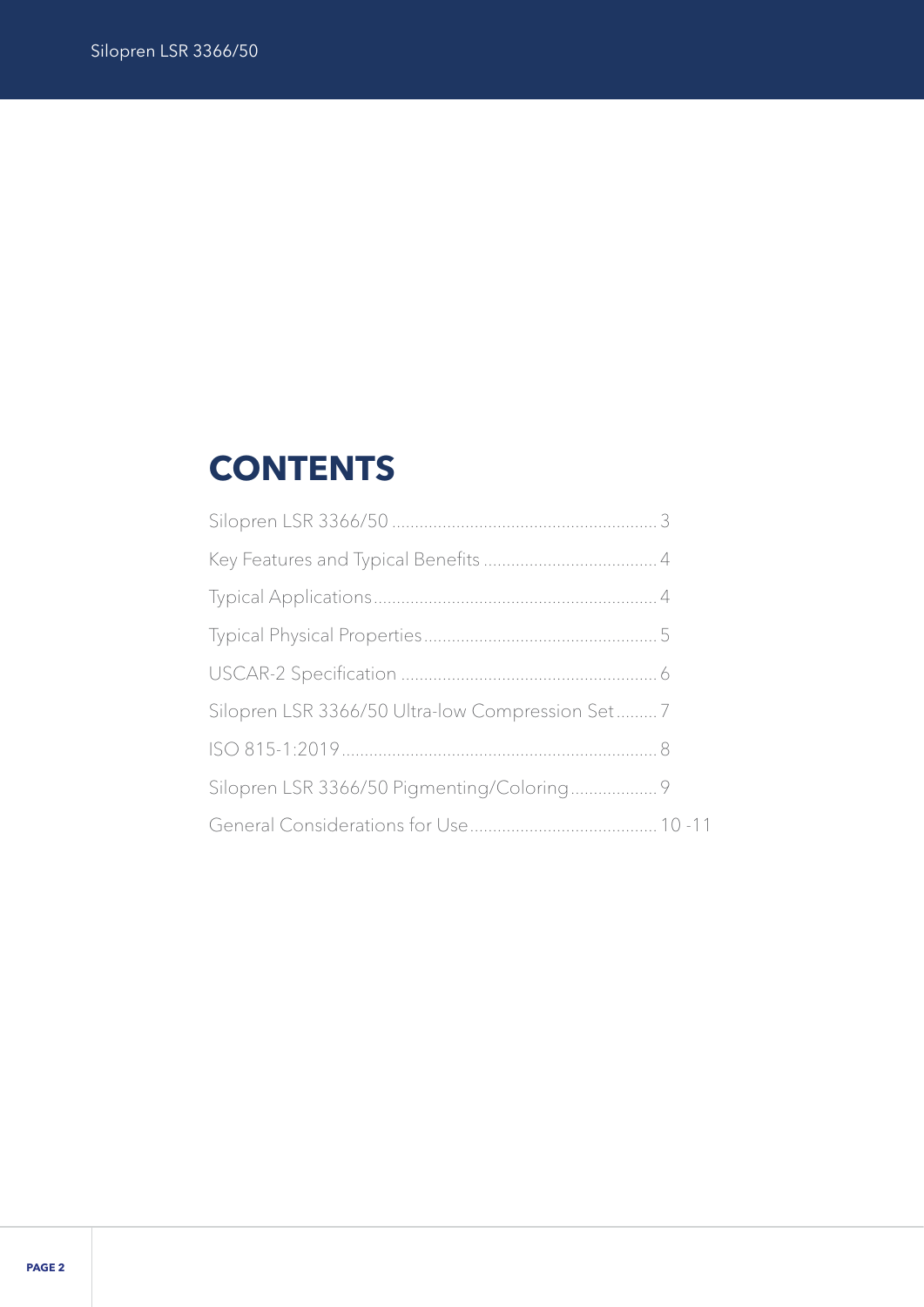# CONTENTS

Silopren LSR 3366/50 ........................................................ 3

Key Features and Typical Benefits ..................................... 4

Typical Applications ............................................................ 4

Typical Physical Properties .................................................. 5

USCAR-2 Specification ....................................................... 6

Silopren LSR 3366/50 Ultra-low Compression Set ......... 7

ISO 815-1:2019 .................................................................... 8

Silopren LSR 3366/50 Pigmenting/Coloring ................... 9

General Considerations for Use ........................................ 10 -11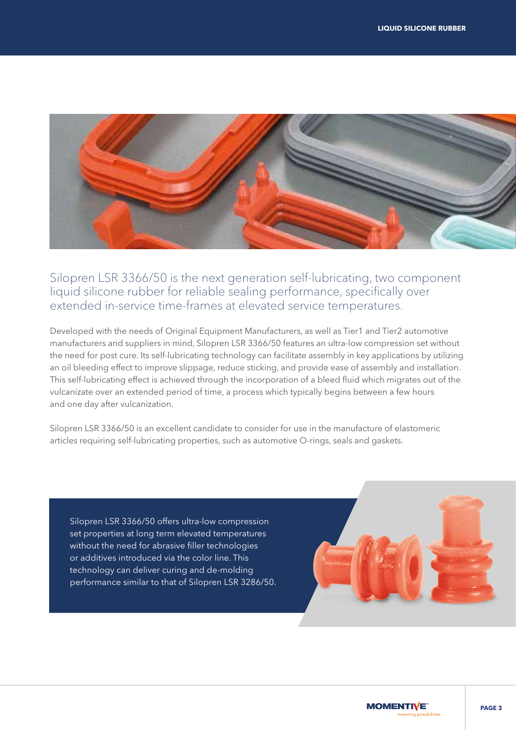Silopren LSR 3366/50 is the next generation self-lubricating, two component liquid silicone rubber for reliable sealing performance, specifically over extended in-service time-frames at elevated service temperatures.

Developed with the needs of Original Equipment Manufacturers, as well as Tier1 and Tier2 automotive manufacturers and suppliers in mind, Silopren LSR 3366/50 features an ultra-low compression set without the need for post cure. Its self-lubricating technology can facilitate assembly in key applications by utilizing an oil bleeding effect to improve slippage, reduce sticking, and provide ease of assembly and installation. This self-lubricating effect is achieved through the incorporation of a bleed fluid which migrates out of the vulcanizate over an extended period of time, a process which typically begins between a few hours and one day after vulcanization.

Silopren LSR 3366/50 is an excellent candidate to consider for use in the manufacture of elastomeric articles requiring self-lubricating properties, such as automotive O-rings, seals and gaskets.

Silopren LSR 3366/50 offers ultra-low compression set properties at long term elevated temperatures without the need for abrasive filler technologies or additives introduced via the color line. This technology can deliver curing and de-molding performance similar to that of Silopren LSR 3286/50.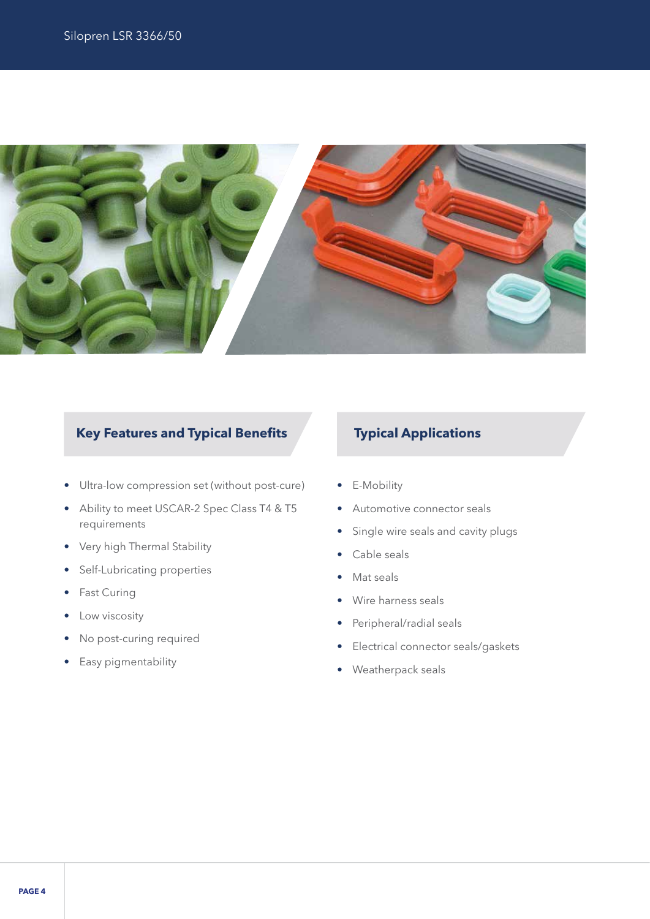## Key Features and Typical Benefits

- Ultra-low compression set (without post-cure)
- Ability to meet USCAR-2 Spec Class T4 & T5 requirements
- Very high Thermal Stability
- Self-Lubricating properties
- Fast Curing
- Low viscosity
- No post-curing required
- Easy pigmentability

## Typical Applications

- E-Mobility
- Automotive connector seals
- Single wire seals and cavity plugs
- Cable seals
- Mat seals
- Wire harness seals
- Peripheral/radial seals
- Electrical connector seals/gaskets
- Weatherpack seals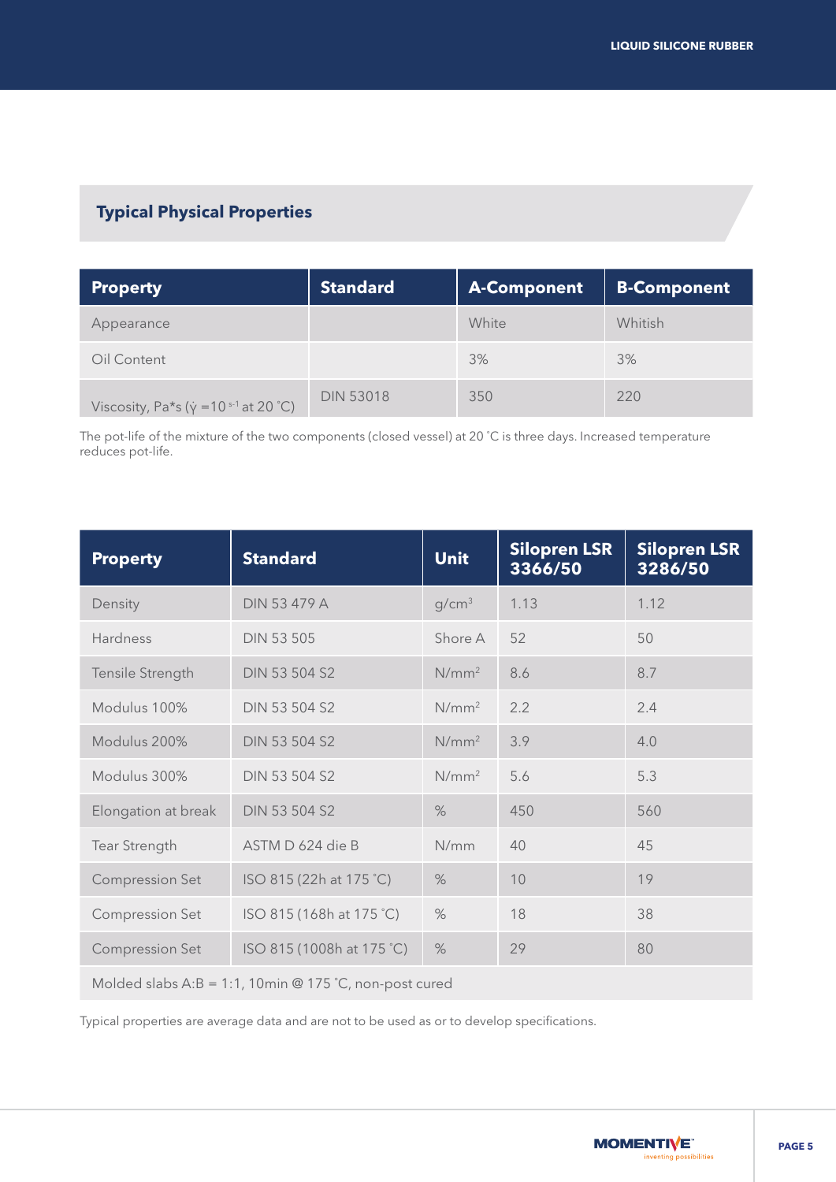## Typical Physical Properties

| Property | Standard | A-Component | B-Component |
|---|---|---|---|
| Appearance | | White | Whitish |
| Oil Content | | 3% | 3% |
| Viscosity, Pa*s ($\dot{\gamma}$ =10 $^{s-1}$ at 20 °C) | DIN 53018 | 350 | 220 |

The pot-life of the mixture of the two components (closed vessel) at 20 °C is three days. Increased temperature reduces pot-life.

| Property | Standard | Unit | Silopren LSR 3366/50 | Silopren LSR 3286/50 |
|---|---|---|---|---|
| Density | DIN 53 479 A | $g/cm^3$ | 1.13 | 1.12 |
| Hardness | DIN 53 505 | Shore A | 52 | 50 |
| Tensile Strength | DIN 53 504 S2 | $N/mm^2$ | 8.6 | 8.7 |
| Modulus 100% | DIN 53 504 S2 | $N/mm^2$ | 2.2 | 2.4 |
| Modulus 200% | DIN 53 504 S2 | $N/mm^2$ | 3.9 | 4.0 |
| Modulus 300% | DIN 53 504 S2 | $N/mm^2$ | 5.6 | 5.3 |
| Elongation at break | DIN 53 504 S2 | % | 450 | 560 |
| Tear Strength | ASTM D 624 die B | N/mm | 40 | 45 |
| Compression Set | ISO 815 (22h at 175 °C) | % | 10 | 19 |
| Compression Set | ISO 815 (168h at 175 °C) | % | 18 | 38 |
| Compression Set | ISO 815 (1008h at 175 °C) | % | 29 | 80 |
| Molded slabs A:B = 1:1, 10min @ 175 °C, non-post cured | | | | |

Typical properties are average data and are not to be used as or to develop specifications.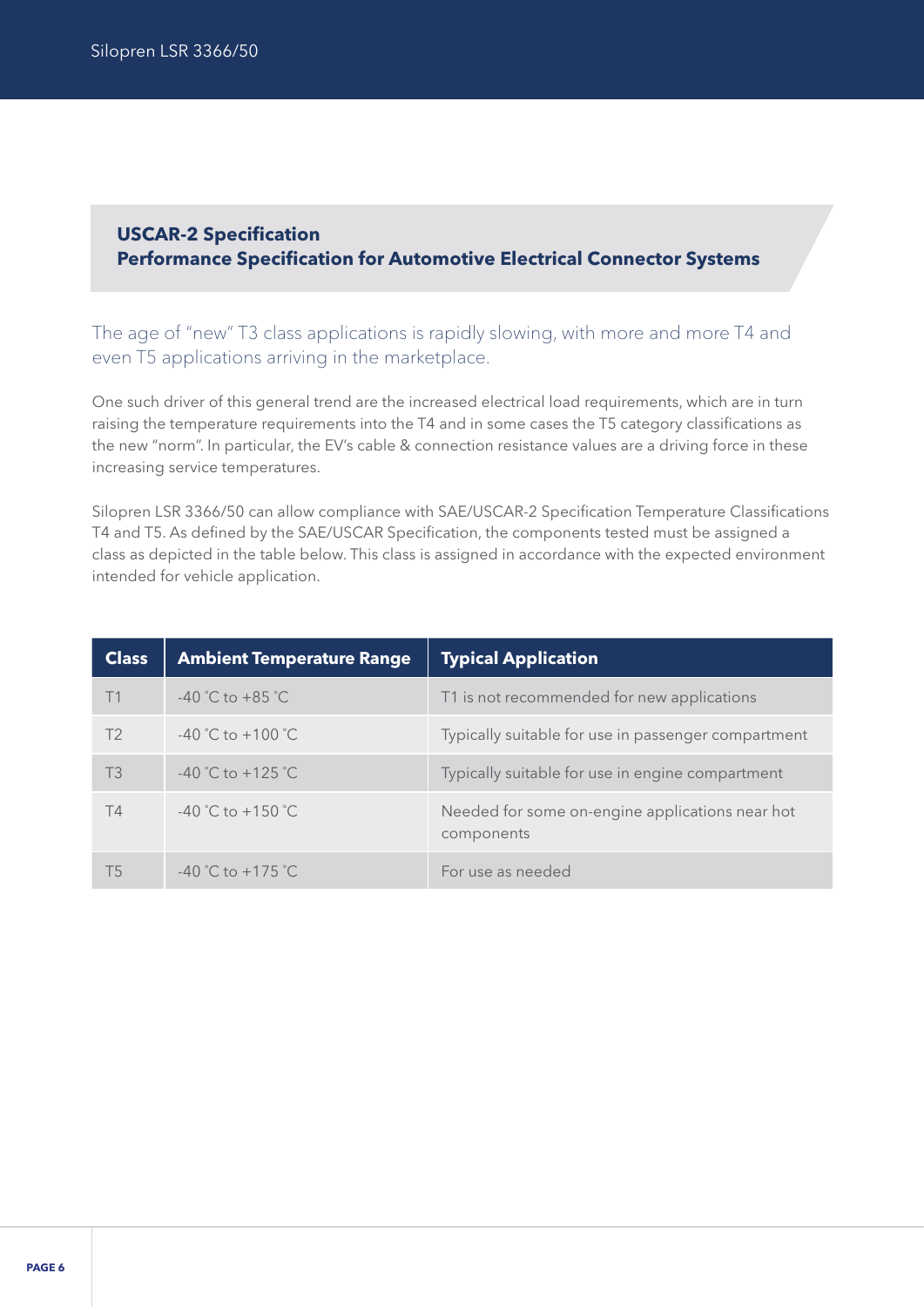## USCAR-2 Specification
## Performance Specification for Automotive Electrical Connector Systems

The age of "new" T3 class applications is rapidly slowing, with more and more T4 and even T5 applications arriving in the marketplace.

One such driver of this general trend are the increased electrical load requirements, which are in turn raising the temperature requirements into the T4 and in some cases the T5 category classifications as the new "norm". In particular, the EV's cable & connection resistance values are a driving force in these increasing service temperatures.

Silopren LSR 3366/50 can allow compliance with SAE/USCAR-2 Specification Temperature Classifications T4 and T5. As defined by the SAE/USCAR Specification, the components tested must be assigned a class as depicted in the table below. This class is assigned in accordance with the expected environment intended for vehicle application.

| Class | Ambient Temperature Range | Typical Application |
|---|---|---|
| T1 | -40 °C to +85 °C | T1 is not recommended for new applications |
| T2 | -40 °C to +100 °C | Typically suitable for use in passenger compartment |
| T3 | -40 °C to +125 °C | Typically suitable for use in engine compartment |
| T4 | -40 °C to +150 °C | Needed for some on-engine applications near hot components |
| T5 | -40 °C to +175 °C | For use as needed |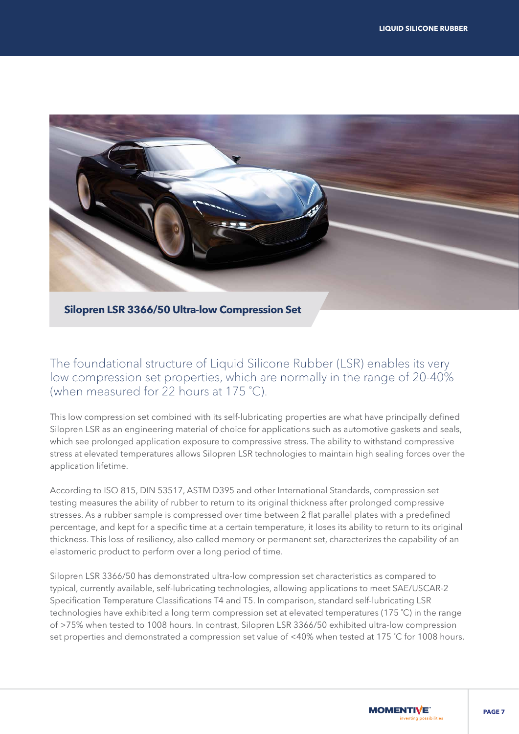## Silopren LSR 3366/50 Ultra-low Compression Set

The foundational structure of Liquid Silicone Rubber (LSR) enables its very low compression set properties, which are normally in the range of 20-40% (when measured for 22 hours at 175 ˚C).

This low compression set combined with its self-lubricating properties are what have principally defined Silopren LSR as an engineering material of choice for applications such as automotive gaskets and seals, which see prolonged application exposure to compressive stress. The ability to withstand compressive stress at elevated temperatures allows Silopren LSR technologies to maintain high sealing forces over the application lifetime.

According to ISO 815, DIN 53517, ASTM D395 and other International Standards, compression set testing measures the ability of rubber to return to its original thickness after prolonged compressive stresses. As a rubber sample is compressed over time between 2 flat parallel plates with a predefined percentage, and kept for a specific time at a certain temperature, it loses its ability to return to its original thickness. This loss of resiliency, also called memory or permanent set, characterizes the capability of an elastomeric product to perform over a long period of time.

Silopren LSR 3366/50 has demonstrated ultra-low compression set characteristics as compared to typical, currently available, self-lubricating technologies, allowing applications to meet SAE/USCAR-2 Specification Temperature Classifications T4 and T5. In comparison, standard self-lubricating LSR technologies have exhibited a long term compression set at elevated temperatures (175 ˚C) in the range of >75% when tested to 1008 hours. In contrast, Silopren LSR 3366/50 exhibited ultra-low compression set properties and demonstrated a compression set value of <40% when tested at 175 ˚C for 1008 hours.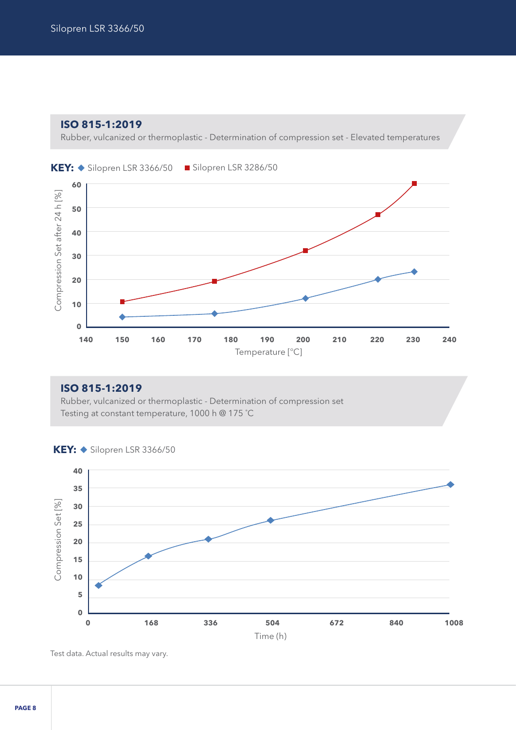## ISO 815-1:2019

Rubber, vulcanized or thermoplastic - Determination of compression set - Elevated temperatures

**KEY:** ◆ Silopren LSR 3366/50 ■ Silopren LSR 3286/50

Compression Set after 24 h [%]

Temperature [°C]

## ISO 815-1:2019

Rubber, vulcanized or thermoplastic - Determination of compression set
Testing at constant temperature, 1000 h @ 175 °C

**KEY:** ◆ Silopren LSR 3366/50

Compression Set [%]

Time (h)

Test data. Actual results may vary.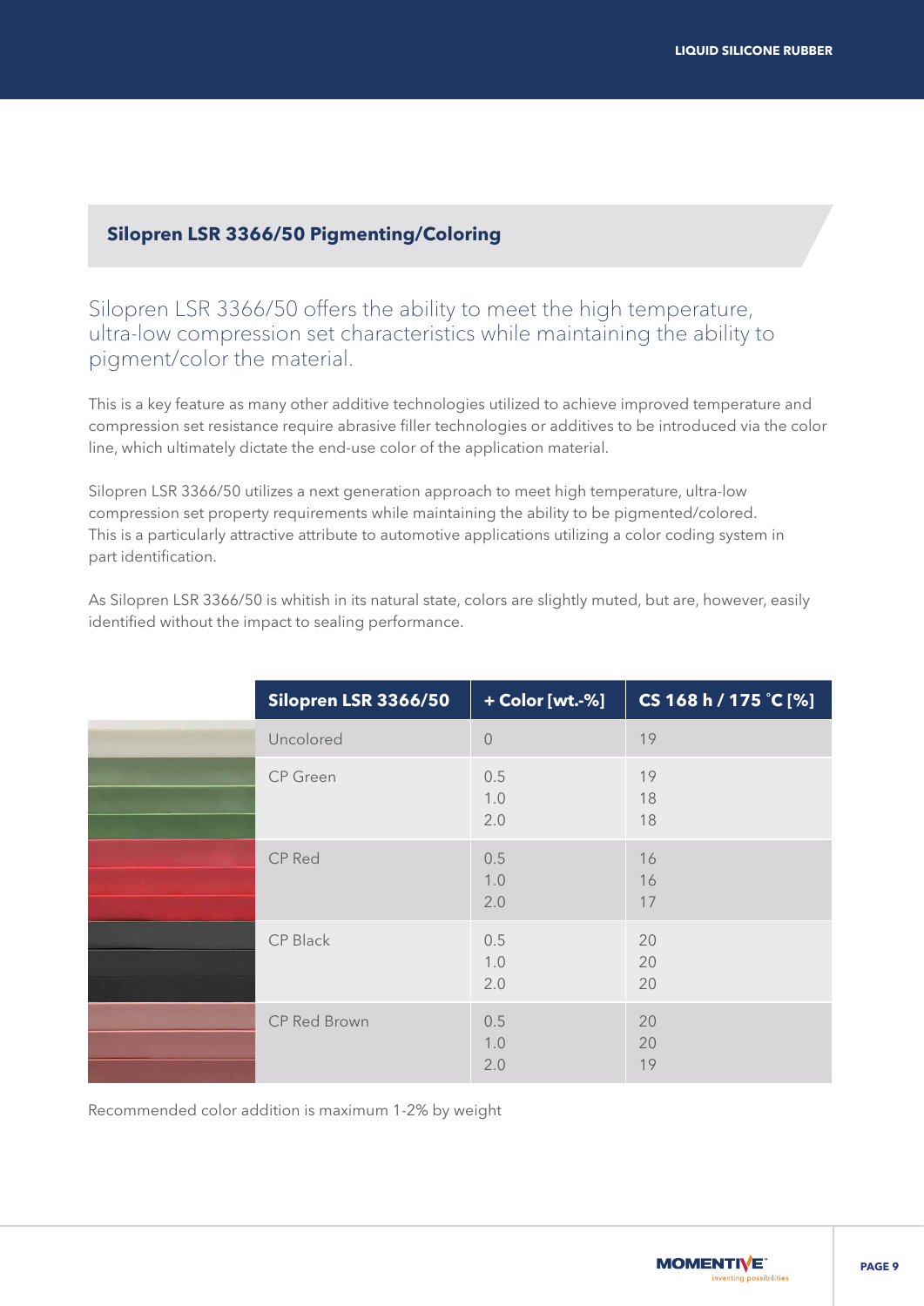## Silopren LSR 3366/50 Pigmenting/Coloring

### Silopren LSR 3366/50 offers the ability to meet the high temperature, ultra-low compression set characteristics while maintaining the ability to pigment/color the material.

This is a key feature as many other additive technologies utilized to achieve improved temperature and compression set resistance require abrasive filler technologies or additives to be introduced via the color line, which ultimately dictate the end-use color of the application material.

Silopren LSR 3366/50 utilizes a next generation approach to meet high temperature, ultra-low compression set property requirements while maintaining the ability to be pigmented/colored. This is a particularly attractive attribute to automotive applications utilizing a color coding system in part identification.

As Silopren LSR 3366/50 is whitish in its natural state, colors are slightly muted, but are, however, easily identified without the impact to sealing performance.

| Silopren LSR 3366/50 | + Color [wt.-%] | CS 168 h / 175 °C [%] |
|---|---|---|
| Uncolored | 0 | 19 |
| CP Green | 0.5 | 19 |
| | 1.0 | 18 |
| | 2.0 | 18 |
| CP Red | 0.5 | 16 |
| | 1.0 | 16 |
| | 2.0 | 17 |
| CP Black | 0.5 | 20 |
| | 1.0 | 20 |
| | 2.0 | 20 |
| CP Red Brown | 0.5 | 20 |
| | 1.0 | 20 |
| | 2.0 | 19 |

Recommended color addition is maximum 1-2% by weight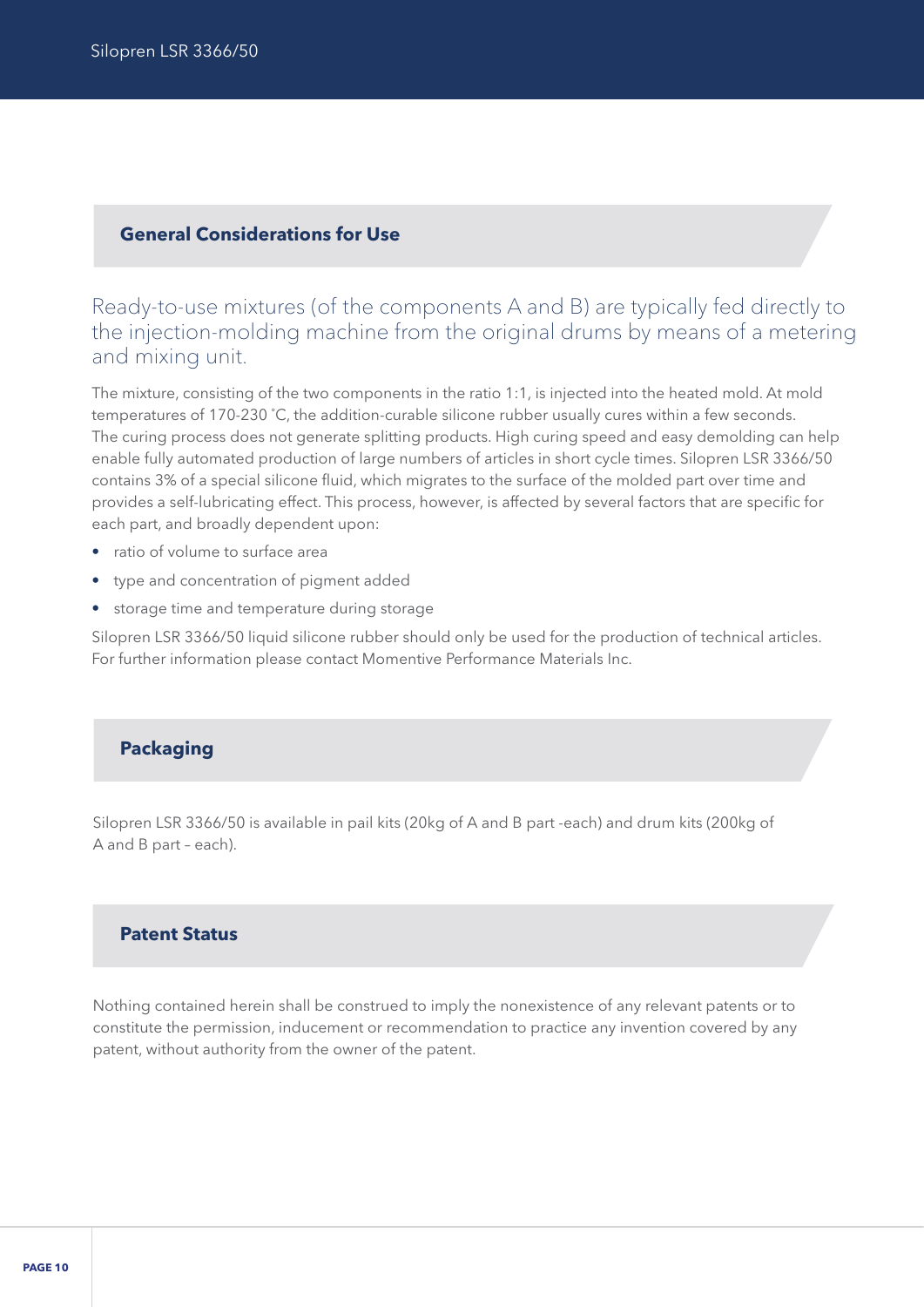## General Considerations for Use

Ready-to-use mixtures (of the components A and B) are typically fed directly to the injection-molding machine from the original drums by means of a metering and mixing unit.

The mixture, consisting of the two components in the ratio 1:1, is injected into the heated mold. At mold temperatures of 170-230 °C, the addition-curable silicone rubber usually cures within a few seconds. The curing process does not generate splitting products. High curing speed and easy demolding can help enable fully automated production of large numbers of articles in short cycle times. Silopren LSR 3366/50 contains 3% of a special silicone fluid, which migrates to the surface of the molded part over time and provides a self-lubricating effect. This process, however, is affected by several factors that are specific for each part, and broadly dependent upon:

- ratio of volume to surface area
- type and concentration of pigment added
- storage time and temperature during storage

Silopren LSR 3366/50 liquid silicone rubber should only be used for the production of technical articles. For further information please contact Momentive Performance Materials Inc.

## Packaging

Silopren LSR 3366/50 is available in pail kits (20kg of A and B part -each) and drum kits (200kg of A and B part – each).

## Patent Status

Nothing contained herein shall be construed to imply the nonexistence of any relevant patents or to constitute the permission, inducement or recommendation to practice any invention covered by any patent, without authority from the owner of the patent.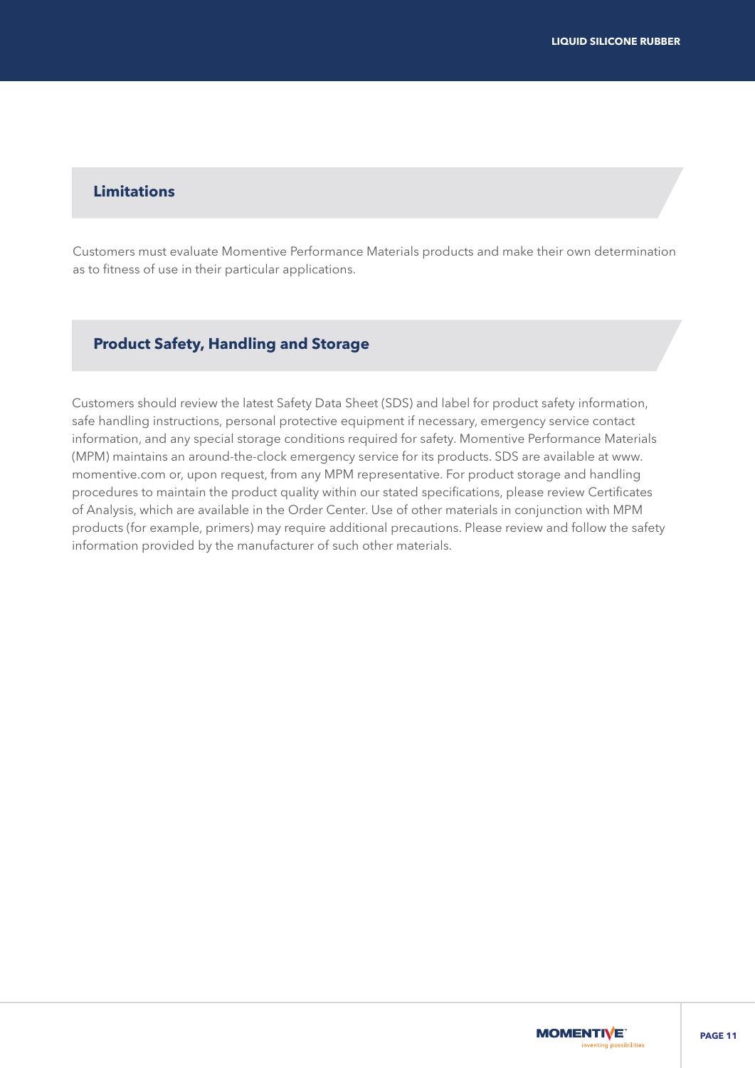## Limitations

Customers must evaluate Momentive Performance Materials products and make their own determination as to fitness of use in their particular applications.

## Product Safety, Handling and Storage

Customers should review the latest Safety Data Sheet (SDS) and label for product safety information, safe handling instructions, personal protective equipment if necessary, emergency service contact information, and any special storage conditions required for safety. Momentive Performance Materials (MPM) maintains an around-the-clock emergency service for its products. SDS are available at www.momentive.com or, upon request, from any MPM representative. For product storage and handling procedures to maintain the product quality within our stated specifications, please review Certificates of Analysis, which are available in the Order Center. Use of other materials in conjunction with MPM products (for example, primers) may require additional precautions. Please review and follow the safety information provided by the manufacturer of such other materials.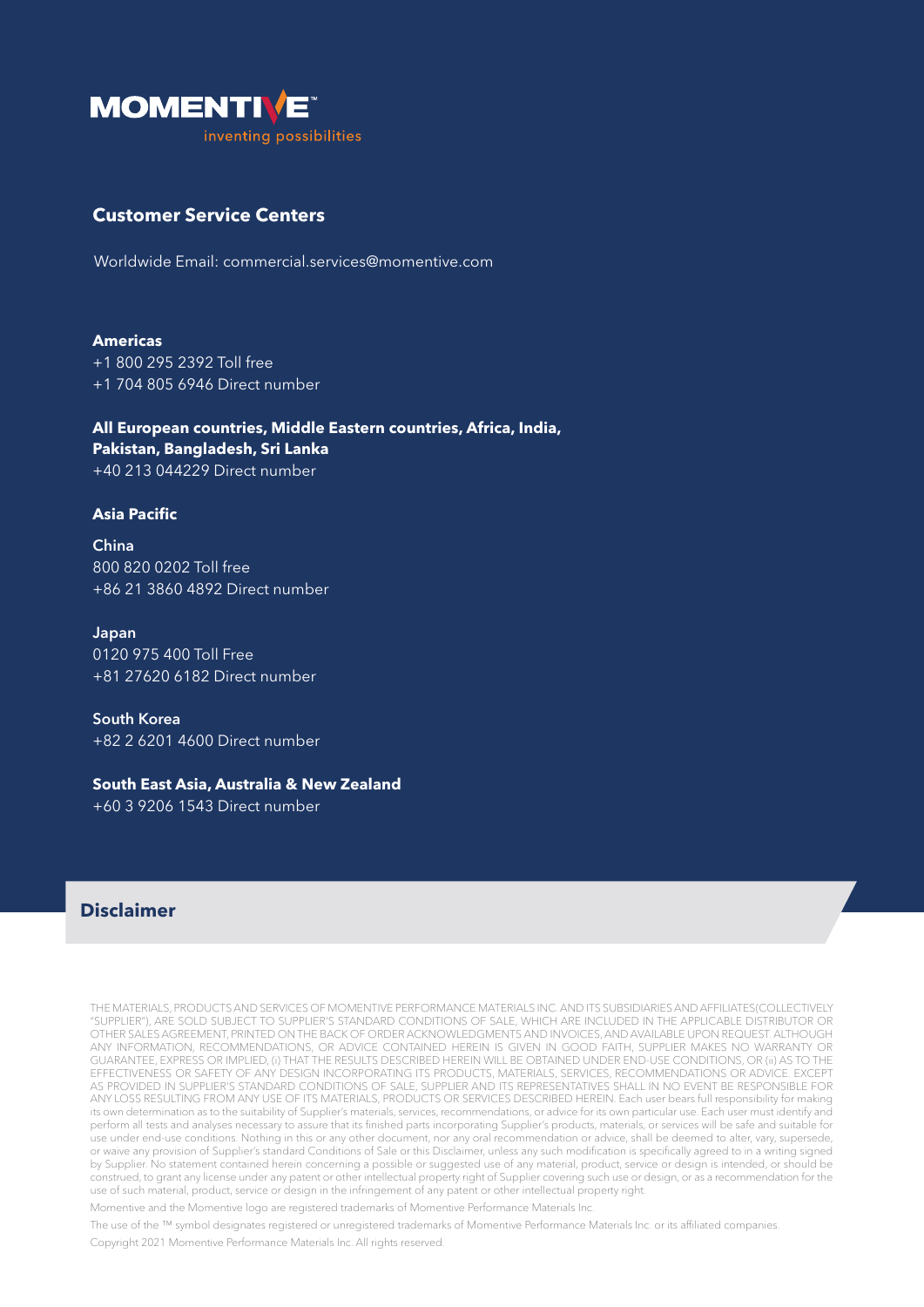MOMENTIVE™

inventing possibilities

## Customer Service Centers

Worldwide Email: commercial.services@momentive.com

**Americas**
+1 800 295 2392 Toll free
+1 704 805 6946 Direct number

**All European countries, Middle Eastern countries, Africa, India, Pakistan, Bangladesh, Sri Lanka**
+40 213 044229 Direct number

**Asia Pacific**

**China**
800 820 0202 Toll free
+86 21 3860 4892 Direct number

**Japan**
0120 975 400 Toll Free
+81 27620 6182 Direct number

**South Korea**
+82 2 6201 4600 Direct number

**South East Asia, Australia & New Zealand**
+60 3 9206 1543 Direct number

## Disclaimer

THE MATERIALS, PRODUCTS AND SERVICES OF MOMENTIVE PERFORMANCE MATERIALS INC. AND ITS SUBSIDIARIES AND AFFILIATES(COLLECTIVELY "SUPPLIER"), ARE SOLD SUBJECT TO SUPPLIER'S STANDARD CONDITIONS OF SALE, WHICH ARE INCLUDED IN THE APPLICABLE DISTRIBUTOR OR OTHER SALES AGREEMENT, PRINTED ON THE BACK OF ORDER ACKNOWLEDGMENTS AND INVOICES, AND AVAILABLE UPON REQUEST. ALTHOUGH ANY INFORMATION, RECOMMENDATIONS, OR ADVICE CONTAINED HEREIN IS GIVEN IN GOOD FAITH, SUPPLIER MAKES NO WARRANTY OR GUARANTEE, EXPRESS OR IMPLIED, (i) THAT THE RESULTS DESCRIBED HEREIN WILL BE OBTAINED UNDER END-USE CONDITIONS, OR (ii) AS TO THE EFFECTIVENESS OR SAFETY OF ANY DESIGN INCORPORATING ITS PRODUCTS, MATERIALS, SERVICES, RECOMMENDATIONS OR ADVICE. EXCEPT AS PROVIDED IN SUPPLIER'S STANDARD CONDITIONS OF SALE, SUPPLIER AND ITS REPRESENTATIVES SHALL IN NO EVENT BE RESPONSIBLE FOR ANY LOSS RESULTING FROM ANY USE OF ITS MATERIALS, PRODUCTS OR SERVICES DESCRIBED HEREIN. Each user bears full responsibility for making its own determination as to the suitability of Supplier's materials, services, recommendations, or advice for its own particular use. Each user must identify and perform all tests and analyses necessary to assure that its finished parts incorporating Supplier's products, materials, or services will be safe and suitable for use under end-use conditions. Nothing in this or any other document, nor any oral recommendation or advice, shall be deemed to alter, vary, supersede, or waive any provision of Supplier's standard Conditions of Sale or this Disclaimer, unless any such modification is specifically agreed to in a writing signed by Supplier. No statement contained herein concerning a possible or suggested use of any material, product, service or design is intended, or should be construed, to grant any license under any patent or other intellectual property right of Supplier covering such use or design, or as a recommendation for the use of such material, product, service or design in the infringement of any patent or other intellectual property right.

Momentive and the Momentive logo are registered trademarks of Momentive Performance Materials Inc.

The use of the ™ symbol designates registered or unregistered trademarks of Momentive Performance Materials Inc. or its affiliated companies.

Copyright 2021 Momentive Performance Materials Inc. All rights reserved.